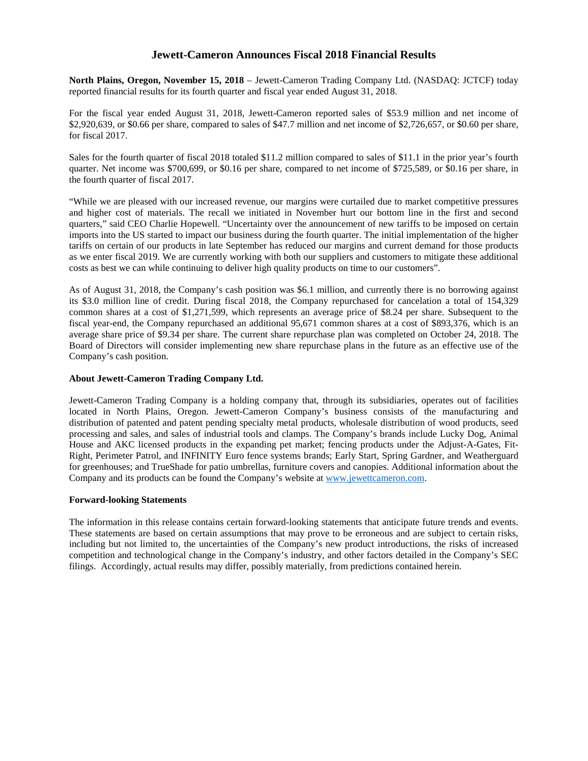# Jewett-Cameron Announces Fiscal 2018 Financial Results

**North Plains, Oregon, November 15, 2018** – Jewett-Cameron Trading Company Ltd. (NASDAQ: JCTCF) today reported financial results for its fourth quarter and fiscal year ended August 31, 2018.

For the fiscal year ended August 31, 2018, Jewett-Cameron reported sales of $53.9 million and net income of $2,920,639, or $0.66 per share, compared to sales of $47.7 million and net income of $2,726,657, or $0.60 per share, for fiscal 2017.

Sales for the fourth quarter of fiscal 2018 totaled $11.2 million compared to sales of $11.1 in the prior year's fourth quarter. Net income was $700,699, or $0.16 per share, compared to net income of $725,589, or $0.16 per share, in the fourth quarter of fiscal 2017.

"While we are pleased with our increased revenue, our margins were curtailed due to market competitive pressures and higher cost of materials. The recall we initiated in November hurt our bottom line in the first and second quarters," said CEO Charlie Hopewell. "Uncertainty over the announcement of new tariffs to be imposed on certain imports into the US started to impact our business during the fourth quarter. The initial implementation of the higher tariffs on certain of our products in late September has reduced our margins and current demand for those products as we enter fiscal 2019. We are currently working with both our suppliers and customers to mitigate these additional costs as best we can while continuing to deliver high quality products on time to our customers".

As of August 31, 2018, the Company's cash position was $6.1 million, and currently there is no borrowing against its $3.0 million line of credit. During fiscal 2018, the Company repurchased for cancelation a total of 154,329 common shares at a cost of $1,271,599, which represents an average price of $8.24 per share. Subsequent to the fiscal year-end, the Company repurchased an additional 95,671 common shares at a cost of $893,376, which is an average share price of $9.34 per share. The current share repurchase plan was completed on October 24, 2018. The Board of Directors will consider implementing new share repurchase plans in the future as an effective use of the Company's cash position.

**About Jewett-Cameron Trading Company Ltd.**

Jewett-Cameron Trading Company is a holding company that, through its subsidiaries, operates out of facilities located in North Plains, Oregon. Jewett-Cameron Company's business consists of the manufacturing and distribution of patented and patent pending specialty metal products, wholesale distribution of wood products, seed processing and sales, and sales of industrial tools and clamps. The Company's brands include Lucky Dog, Animal House and AKC licensed products in the expanding pet market; fencing products under the Adjust-A-Gates, Fit-Right, Perimeter Patrol, and INFINITY Euro fence systems brands; Early Start, Spring Gardner, and Weatherguard for greenhouses; and TrueShade for patio umbrellas, furniture covers and canopies. Additional information about the Company and its products can be found the Company's website at [www.jewettcameron.com](http://www.jewettcameron.com).

**Forward-looking Statements**

The information in this release contains certain forward-looking statements that anticipate future trends and events. These statements are based on certain assumptions that may prove to be erroneous and are subject to certain risks, including but not limited to, the uncertainties of the Company's new product introductions, the risks of increased competition and technological change in the Company's industry, and other factors detailed in the Company's SEC filings. Accordingly, actual results may differ, possibly materially, from predictions contained herein.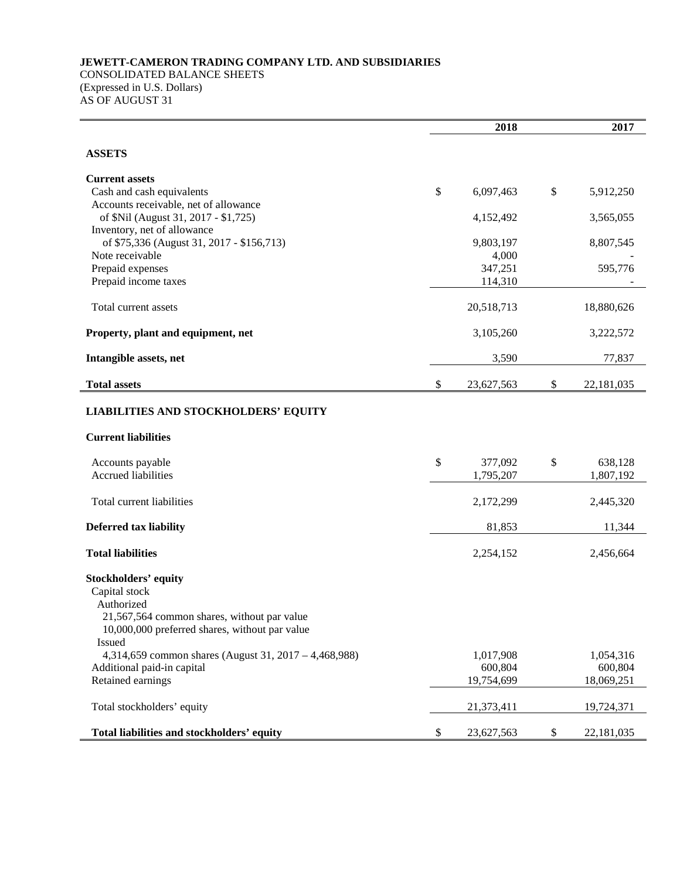**JEWETT-CAMERON TRADING COMPANY LTD. AND SUBSIDIARIES**
CONSOLIDATED BALANCE SHEETS
(Expressed in U.S. Dollars)
AS OF AUGUST 31

| | 2018 | 2017 |
|---|---|---|
| **ASSETS** | | |
| **Current assets** | | |
| Cash and cash equivalents | $ 6,097,463 | $ 5,912,250 |
| Accounts receivable, net of allowance of $Nil (August 31, 2017 - $1,725) | 4,152,492 | 3,565,055 |
| Inventory, net of allowance of $75,336 (August 31, 2017 - $156,713) | 9,803,197 | 8,807,545 |
| Note receivable | 4,000 | - |
| Prepaid expenses | 347,251 | 595,776 |
| Prepaid income taxes | 114,310 | - |
| Total current assets | 20,518,713 | 18,880,626 |
| **Property, plant and equipment, net** | 3,105,260 | 3,222,572 |
| **Intangible assets, net** | 3,590 | 77,837 |
| **Total assets** | $ 23,627,563 | $ 22,181,035 |
| **LIABILITIES AND STOCKHOLDERS' EQUITY** | | |
| **Current liabilities** | | |
| Accounts payable | $ 377,092 | $ 638,128 |
| Accrued liabilities | 1,795,207 | 1,807,192 |
| Total current liabilities | 2,172,299 | 2,445,320 |
| **Deferred tax liability** | 81,853 | 11,344 |
| **Total liabilities** | 2,254,152 | 2,456,664 |
| **Stockholders' equity** | | |
| Capital stock | | |
| Authorized | | |
| 21,567,564 common shares, without par value | | |
| 10,000,000 preferred shares, without par value | | |
| Issued | | |
| 4,314,659 common shares (August 31, 2017 – 4,468,988) | 1,017,908 | 1,054,316 |
| Additional paid-in capital | 600,804 | 600,804 |
| Retained earnings | 19,754,699 | 18,069,251 |
| Total stockholders' equity | 21,373,411 | 19,724,371 |
| **Total liabilities and stockholders' equity** | $ 23,627,563 | $ 22,181,035 |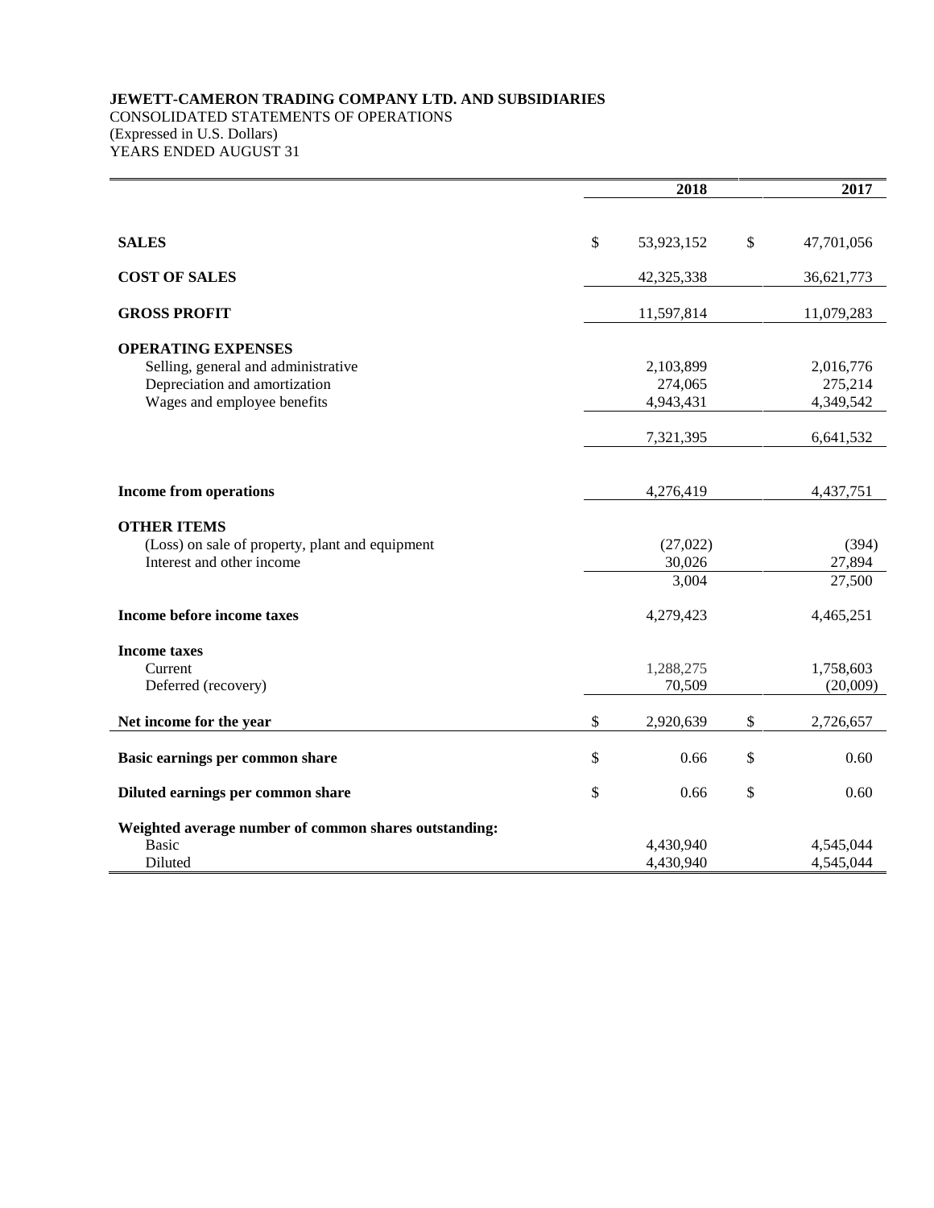**JEWETT-CAMERON TRADING COMPANY LTD. AND SUBSIDIARIES**
CONSOLIDATED STATEMENTS OF OPERATIONS
(Expressed in U.S. Dollars)
YEARS ENDED AUGUST 31

| | 2018 | 2017 |
|---|---|---|
| **SALES** | $ 53,923,152 | $ 47,701,056 |
| **COST OF SALES** | 42,325,338 | 36,621,773 |
| **GROSS PROFIT** | 11,597,814 | 11,079,283 |
| **OPERATING EXPENSES** | | |
| Selling, general and administrative | 2,103,899 | 2,016,776 |
| Depreciation and amortization | 274,065 | 275,214 |
| Wages and employee benefits | 4,943,431 | 4,349,542 |
| | 7,321,395 | 6,641,532 |
| **Income from operations** | 4,276,419 | 4,437,751 |
| **OTHER ITEMS** | | |
| (Loss) on sale of property, plant and equipment | (27,022) | (394) |
| Interest and other income | 30,026 | 27,894 |
| | 3,004 | 27,500 |
| **Income before income taxes** | 4,279,423 | 4,465,251 |
| **Income taxes** | | |
| Current | 1,288,275 | 1,758,603 |
| Deferred (recovery) | 70,509 | (20,009) |
| **Net income for the year** | $ 2,920,639 | $ 2,726,657 |
| **Basic earnings per common share** | $ 0.66 | $ 0.60 |
| **Diluted earnings per common share** | $ 0.66 | $ 0.60 |
| **Weighted average number of common shares outstanding:** | | |
| Basic | 4,430,940 | 4,545,044 |
| Diluted | 4,430,940 | 4,545,044 |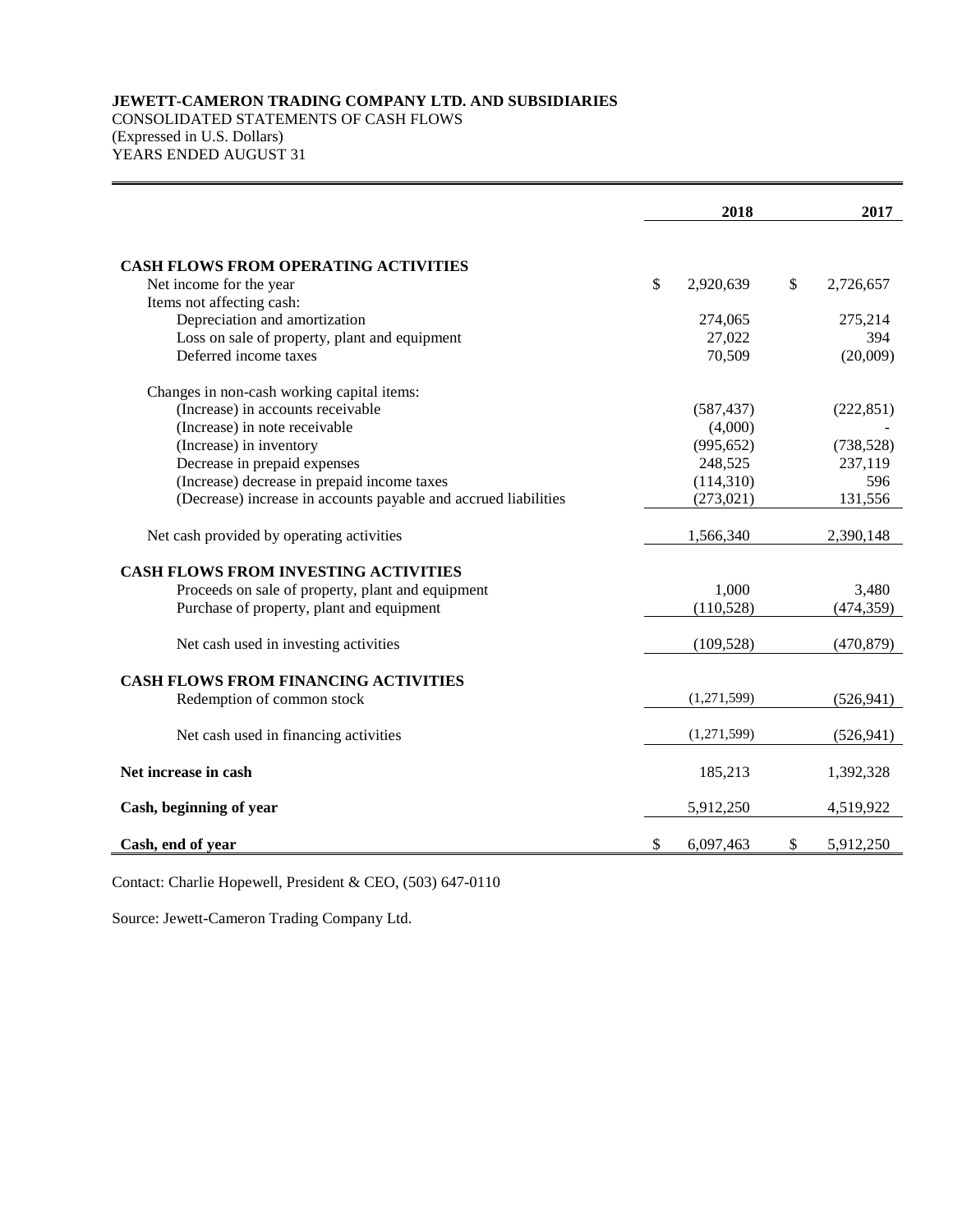**JEWETT-CAMERON TRADING COMPANY LTD. AND SUBSIDIARIES**
CONSOLIDATED STATEMENTS OF CASH FLOWS
(Expressed in U.S. Dollars)
YEARS ENDED AUGUST 31

| | 2018 | 2017 |
|---|---|---|
| **CASH FLOWS FROM OPERATING ACTIVITIES** | | |
| Net income for the year | $ 2,920,639 | $ 2,726,657 |
| Items not affecting cash: | | |
| Depreciation and amortization | 274,065 | 275,214 |
| Loss on sale of property, plant and equipment | 27,022 | 394 |
| Deferred income taxes | 70,509 | (20,009) |
| Changes in non-cash working capital items: | | |
| (Increase) in accounts receivable | (587,437) | (222,851) |
| (Increase) in note receivable | (4,000) | - |
| (Increase) in inventory | (995,652) | (738,528) |
| Decrease in prepaid expenses | 248,525 | 237,119 |
| (Increase) decrease in prepaid income taxes | (114,310) | 596 |
| (Decrease) increase in accounts payable and accrued liabilities | (273,021) | 131,556 |
| Net cash provided by operating activities | 1,566,340 | 2,390,148 |
| **CASH FLOWS FROM INVESTING ACTIVITIES** | | |
| Proceeds on sale of property, plant and equipment | 1,000 | 3,480 |
| Purchase of property, plant and equipment | (110,528) | (474,359) |
| Net cash used in investing activities | (109,528) | (470,879) |
| **CASH FLOWS FROM FINANCING ACTIVITIES** | | |
| Redemption of common stock | (1,271,599) | (526,941) |
| Net cash used in financing activities | (1,271,599) | (526,941) |
| **Net increase in cash** | 185,213 | 1,392,328 |
| **Cash, beginning of year** | 5,912,250 | 4,519,922 |
| **Cash, end of year** | $ 6,097,463 | $ 5,912,250 |

Contact: Charlie Hopewell, President & CEO, (503) 647-0110

Source: Jewett-Cameron Trading Company Ltd.